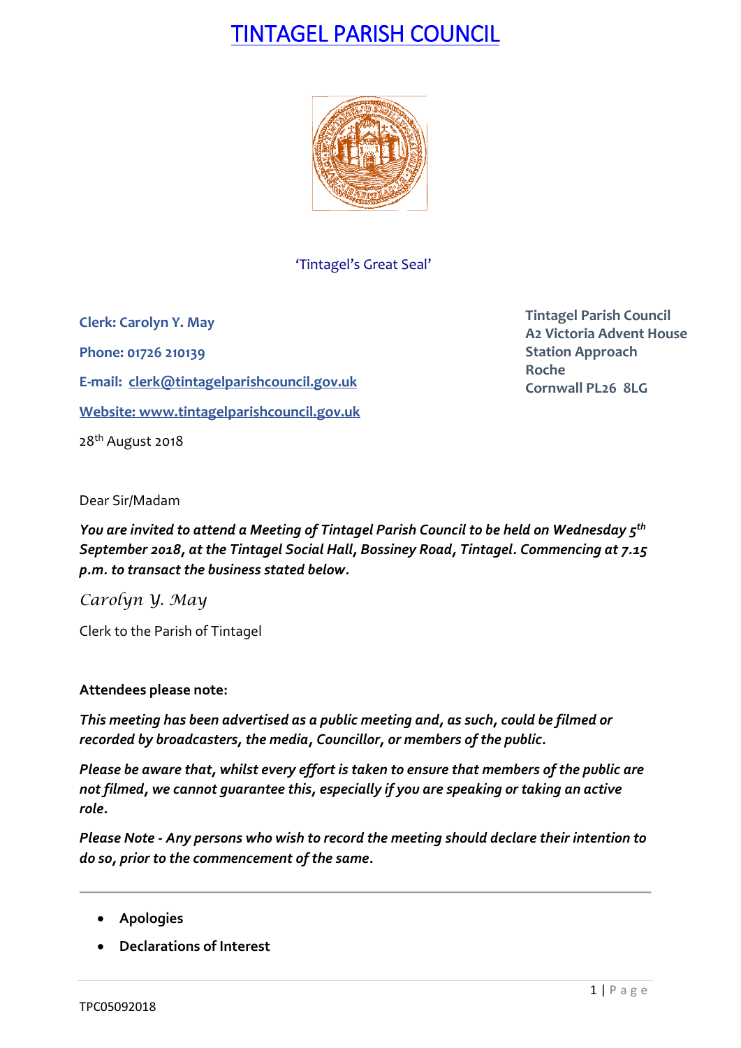# TINTAGEL PARISH COUNCIL

'Tintagel's Great Seal'

**Clerk: Carolyn Y. May**

**Phone: 01726 210139**

**E-mail: clerk@tintagelparishcouncil.gov.uk**

**Website: www.tintagelparishcouncil.gov.uk**

**Tintagel Parish Council**
**A2 Victoria Advent House**
**Station Approach**
**Roche**
**Cornwall PL26 8LG**

28th August 2018

Dear Sir/Madam

***You are invited to attend a Meeting of Tintagel Parish Council to be held on Wednesday 5th September 2018, at the Tintagel Social Hall, Bossiney Road, Tintagel. Commencing at 7.15 p.m. to transact the business stated below.***

*Carolyn Y. May*

Clerk to the Parish of Tintagel

**Attendees please note:**

***This meeting has been advertised as a public meeting and, as such, could be filmed or recorded by broadcasters, the media, Councillor, or members of the public.***

***Please be aware that, whilst every effort is taken to ensure that members of the public are not filmed, we cannot guarantee this, especially if you are speaking or taking an active role.***

***Please Note - Any persons who wish to record the meeting should declare their intention to do so, prior to the commencement of the same.***

---

- **Apologies**
- **Declarations of Interest**

TPC05092018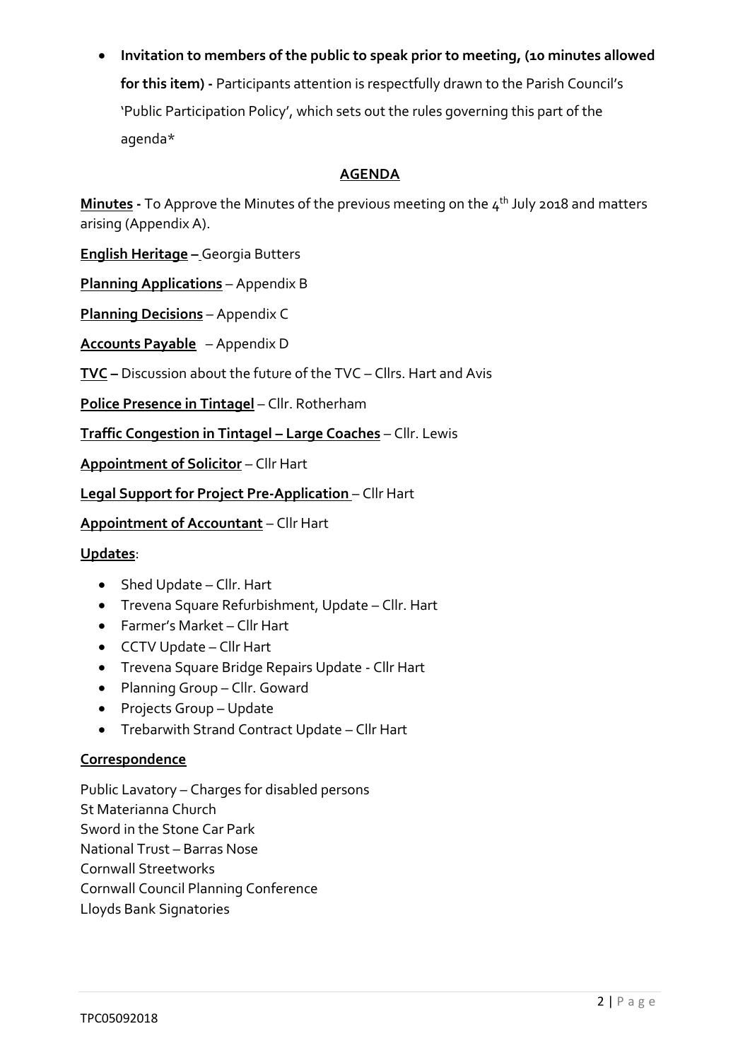- **Invitation to members of the public to speak prior to meeting, (10 minutes allowed for this item) -** Participants attention is respectfully drawn to the Parish Council's 'Public Participation Policy', which sets out the rules governing this part of the agenda*

## AGENDA

**Minutes -** To Approve the Minutes of the previous meeting on the 4th July 2018 and matters arising (Appendix A).

**English Heritage –** Georgia Butters

**Planning Applications** – Appendix B

**Planning Decisions** – Appendix C

**Accounts Payable** – Appendix D

**TVC –** Discussion about the future of the TVC – Cllrs. Hart and Avis

**Police Presence in Tintagel** – Cllr. Rotherham

**Traffic Congestion in Tintagel – Large Coaches** – Cllr. Lewis

**Appointment of Solicitor** – Cllr Hart

**Legal Support for Project Pre-Application** – Cllr Hart

**Appointment of Accountant** – Cllr Hart

**Updates**:

- Shed Update – Cllr. Hart
- Trevena Square Refurbishment, Update – Cllr. Hart
- Farmer's Market – Cllr Hart
- CCTV Update – Cllr Hart
- Trevena Square Bridge Repairs Update - Cllr Hart
- Planning Group – Cllr. Goward
- Projects Group – Update
- Trebarwith Strand Contract Update – Cllr Hart

**Correspondence**

Public Lavatory – Charges for disabled persons
St Materianna Church
Sword in the Stone Car Park
National Trust – Barras Nose
Cornwall Streetworks
Cornwall Council Planning Conference
Lloyds Bank Signatories

TPC05092018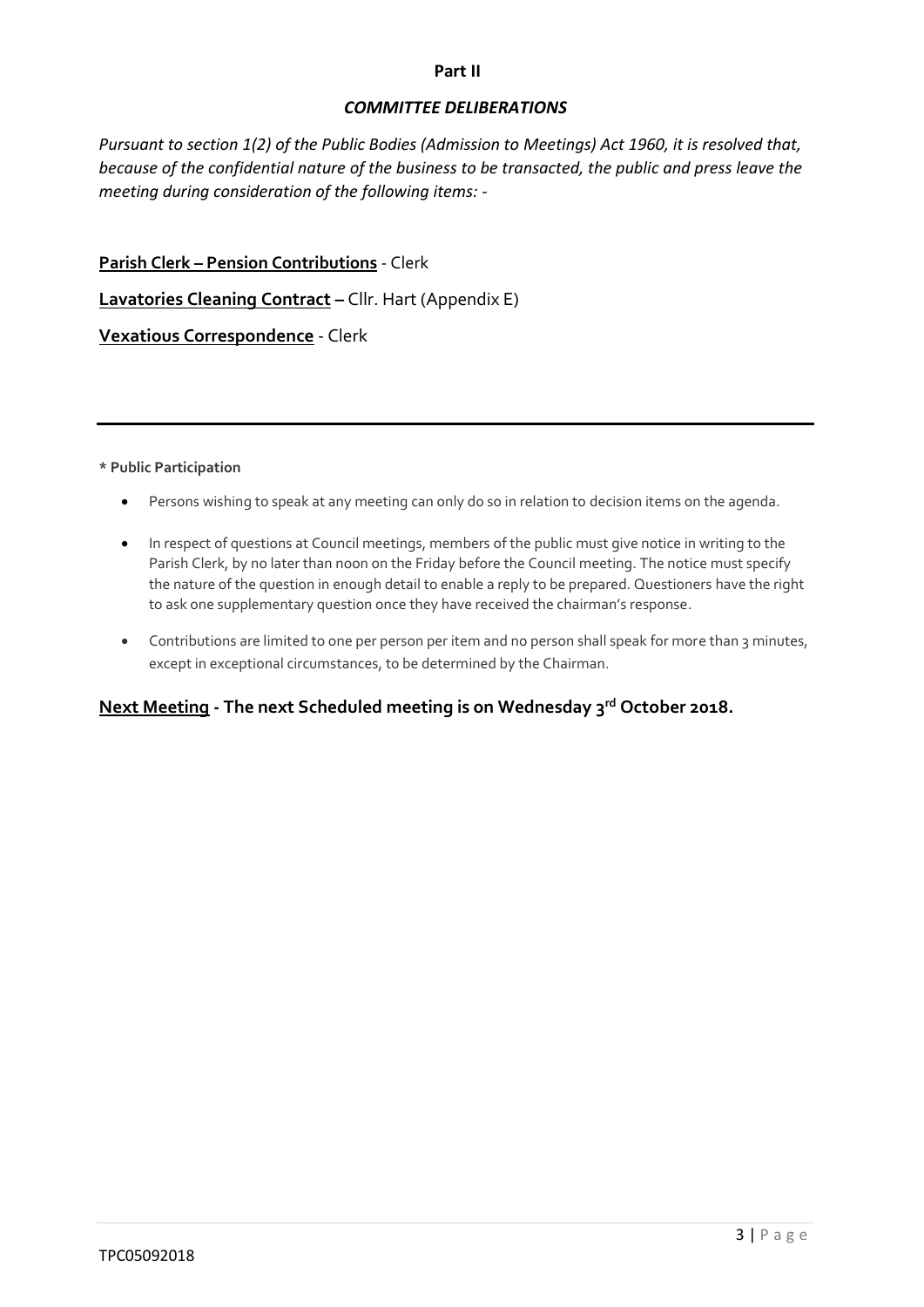**Part II**

***COMMITTEE DELIBERATIONS***

*Pursuant to section 1(2) of the Public Bodies (Admission to Meetings) Act 1960, it is resolved that, because of the confidential nature of the business to be transacted, the public and press leave the meeting during consideration of the following items: -*

**Parish Clerk – Pension Contributions** - Clerk

**Lavatories Cleaning Contract –** Cllr. Hart (Appendix E)

**Vexatious Correspondence** - Clerk

---

**\* Public Participation**

- Persons wishing to speak at any meeting can only do so in relation to decision items on the agenda.
- In respect of questions at Council meetings, members of the public must give notice in writing to the Parish Clerk, by no later than noon on the Friday before the Council meeting. The notice must specify the nature of the question in enough detail to enable a reply to be prepared. Questioners have the right to ask one supplementary question once they have received the chairman's response.
- Contributions are limited to one per person per item and no person shall speak for more than 3 minutes, except in exceptional circumstances, to be determined by the Chairman.

**Next Meeting - The next Scheduled meeting is on Wednesday 3rd October 2018.**

TPC05092018